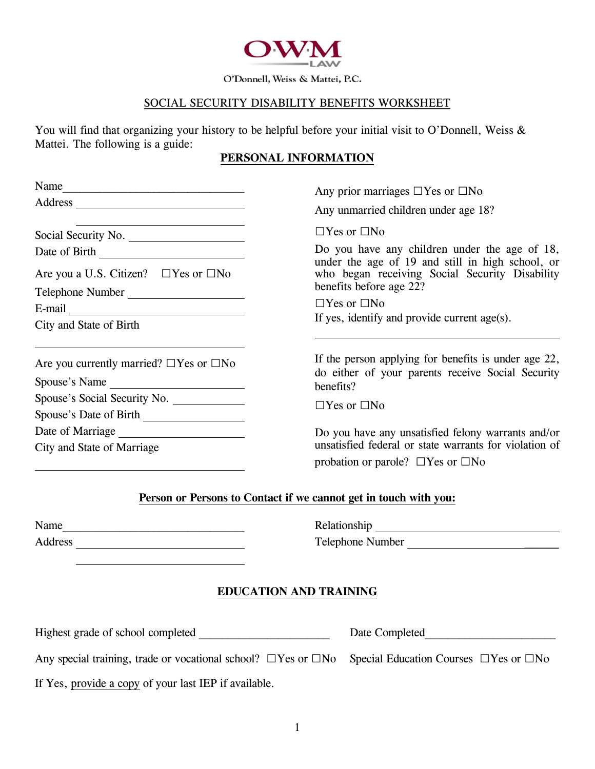OWM LAW

O'Donnell, Weiss & Mattei, P.C.

# SOCIAL SECURITY DISABILITY BENEFITS WORKSHEET

You will find that organizing your history to be helpful before your initial visit to O'Donnell, Weiss & Mattei. The following is a guide:

## PERSONAL INFORMATION

Name________________________________

Address ______________________________

______________________________

Social Security No. ____________________

Date of Birth __________________________

Are you a U.S. Citizen? ☐Yes or ☐No

Telephone Number ____________________

E-mail _______________________________

City and State of Birth

________________________________

Are you currently married? ☐Yes or ☐No

Spouse's Name _______________________

Spouse's Social Security No. ____________

Spouse's Date of Birth _________________

Date of Marriage ______________________

City and State of Marriage

________________________________

Any prior marriages ☐Yes or ☐No

Any unmarried children under age 18?

☐Yes or ☐No

Do you have any children under the age of 18, under the age of 19 and still in high school, or who began receiving Social Security Disability benefits before age 22?

☐Yes or ☐No

If yes, identify and provide current age(s).

________________________________

If the person applying for benefits is under age 22, do either of your parents receive Social Security benefits?

☐Yes or ☐No

Do you have any unsatisfied felony warrants and/or unsatisfied federal or state warrants for violation of probation or parole? ☐Yes or ☐No

## Person or Persons to Contact if we cannot get in touch with you:

Name________________________________

Address ______________________________

______________________________

Relationship ________________________________

Telephone Number ___________________________

## EDUCATION AND TRAINING

Highest grade of school completed ______________________ Date Completed______________________

Any special training, trade or vocational school? ☐Yes or ☐No Special Education Courses ☐Yes or ☐No

If Yes, provide a copy of your last IEP if available.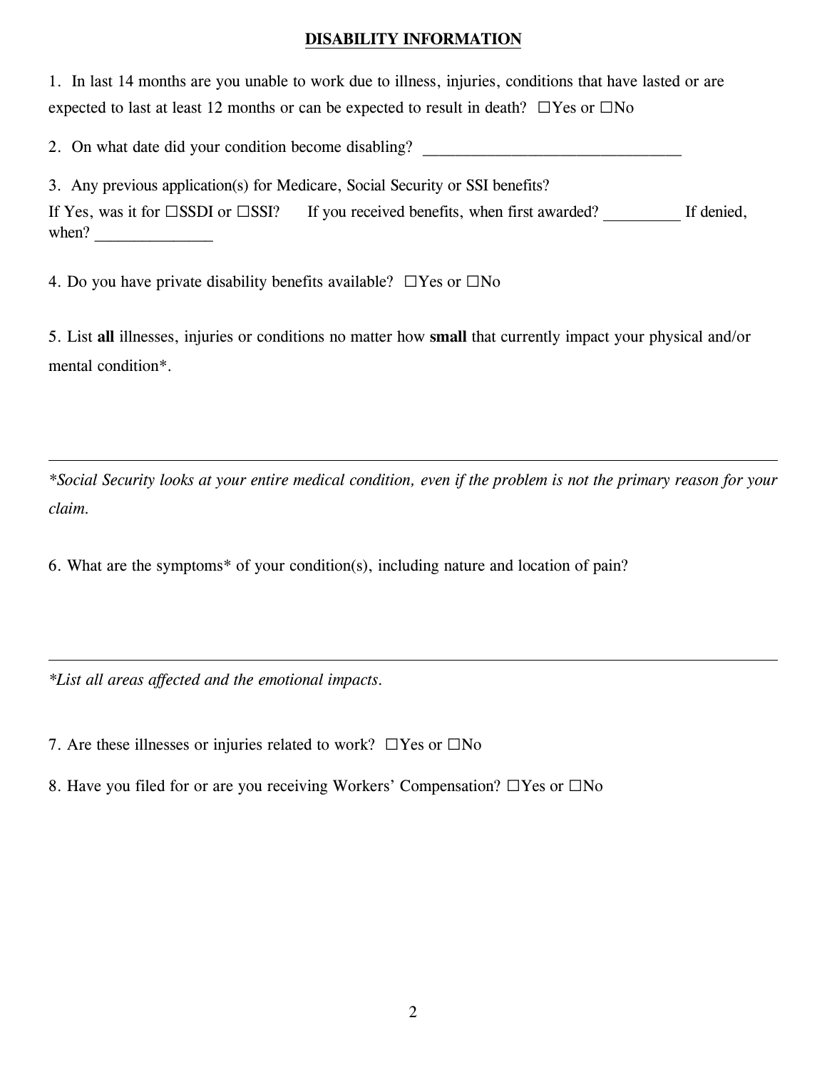## **DISABILITY INFORMATION**

1. In last 14 months are you unable to work due to illness, injuries, conditions that have lasted or are expected to last at least 12 months or can be expected to result in death? ☐Yes or ☐No

2. On what date did your condition become disabling? ________________________________

3. Any previous application(s) for Medicare, Social Security or SSI benefits?
If Yes, was it for ☐SSDI or ☐SSI? If you received benefits, when first awarded? _________ If denied, when? ______________

4. Do you have private disability benefits available? ☐Yes or ☐No

5. List **all** illnesses, injuries or conditions no matter how **small** that currently impact your physical and/or mental condition*.

---

*\*Social Security looks at your entire medical condition, even if the problem is not the primary reason for your claim.*

6. What are the symptoms* of your condition(s), including nature and location of pain?

---

*\*List all areas affected and the emotional impacts.*

7. Are these illnesses or injuries related to work? ☐Yes or ☐No

8. Have you filed for or are you receiving Workers' Compensation? ☐Yes or ☐No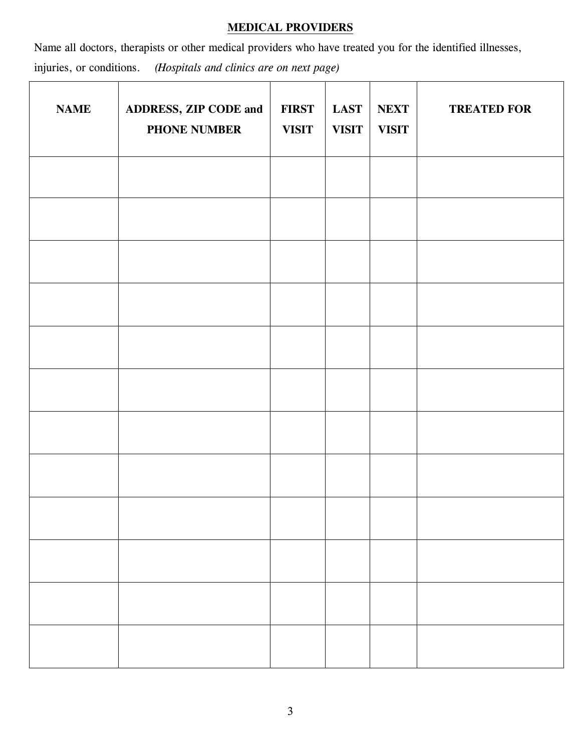## MEDICAL PROVIDERS

Name all doctors, therapists or other medical providers who have treated you for the identified illnesses, injuries, or conditions. *(Hospitals and clinics are on next page)*

| NAME | ADDRESS, ZIP CODE and PHONE NUMBER | FIRST VISIT | LAST VISIT | NEXT VISIT | TREATED FOR |
|---|---|---|---|---|---|
| | | | | | |
| | | | | | |
| | | | | | |
| | | | | | |
| | | | | | |
| | | | | | |
| | | | | | |
| | | | | | |
| | | | | | |
| | | | | | |
| | | | | | |
| | | | | | |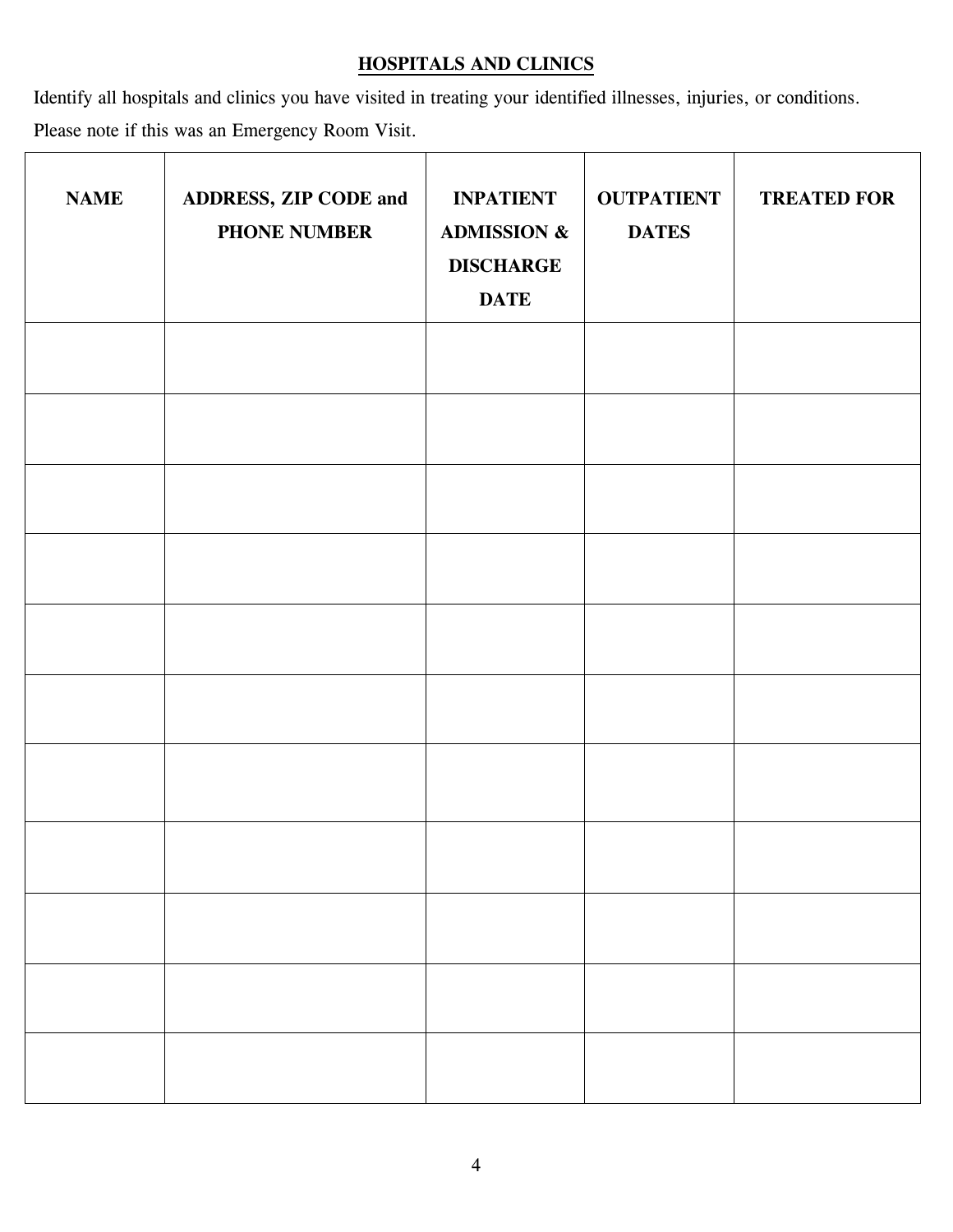## HOSPITALS AND CLINICS

Identify all hospitals and clinics you have visited in treating your identified illnesses, injuries, or conditions.

Please note if this was an Emergency Room Visit.

| NAME | ADDRESS, ZIP CODE and PHONE NUMBER | INPATIENT ADMISSION & DISCHARGE DATE | OUTPATIENT DATES | TREATED FOR |
|---|---|---|---|---|
| | | | | |
| | | | | |
| | | | | |
| | | | | |
| | | | | |
| | | | | |
| | | | | |
| | | | | |
| | | | | |
| | | | | |
| | | | | |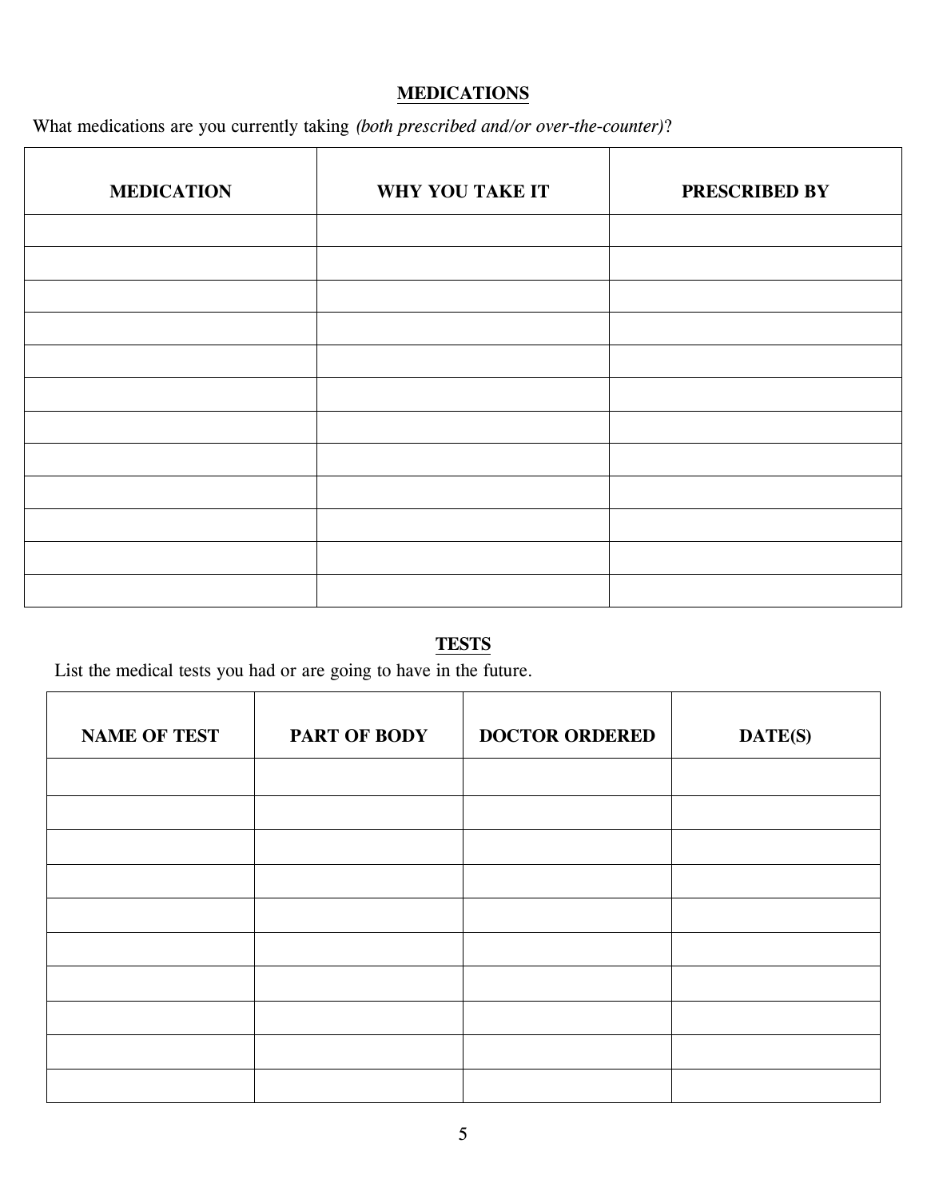## MEDICATIONS

What medications are you currently taking *(both prescribed and/or over-the-counter)*?

| MEDICATION | WHY YOU TAKE IT | PRESCRIBED BY |
|---|---|---|
| | | |
| | | |
| | | |
| | | |
| | | |
| | | |
| | | |
| | | |
| | | |
| | | |
| | | |
| | | |

## TESTS

List the medical tests you had or are going to have in the future.

| NAME OF TEST | PART OF BODY | DOCTOR ORDERED | DATE(S) |
|---|---|---|---|
| | | | |
| | | | |
| | | | |
| | | | |
| | | | |
| | | | |
| | | | |
| | | | |
| | | | |
| | | | |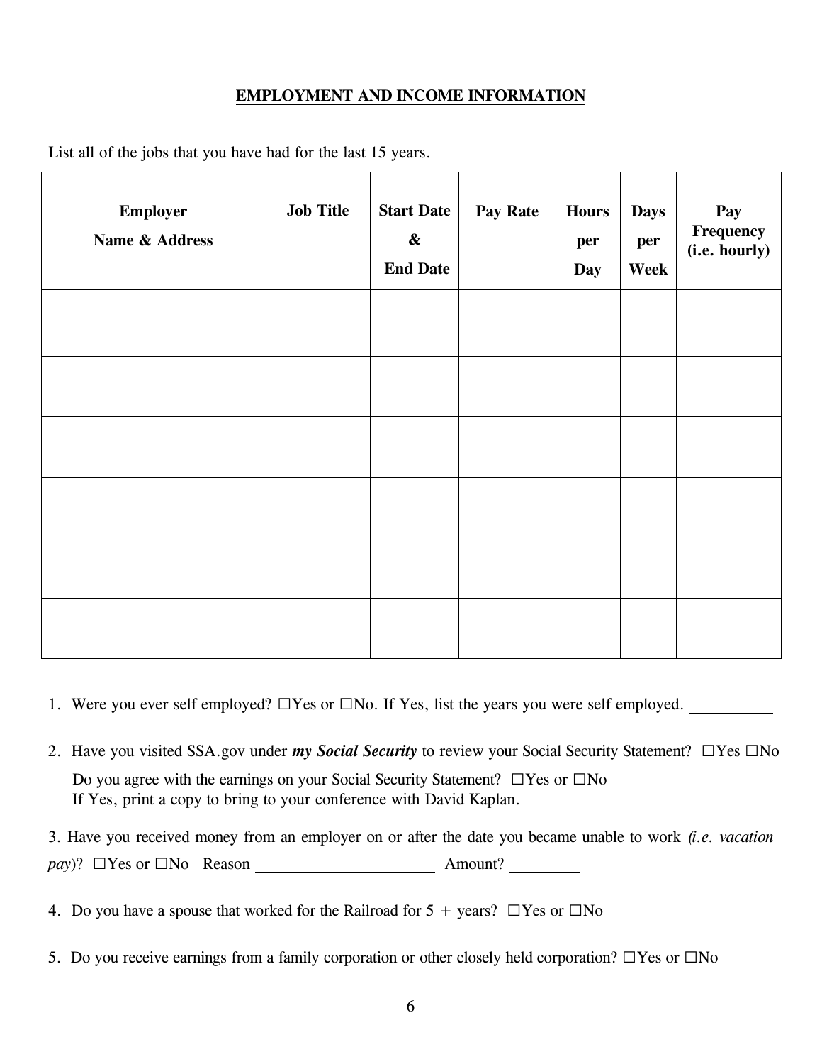## EMPLOYMENT AND INCOME INFORMATION

List all of the jobs that you have had for the last 15 years.

| Employer Name & Address | Job Title | Start Date & End Date | Pay Rate | Hours per Day | Days per Week | Pay Frequency (i.e. hourly) |
|---|---|---|---|---|---|---|
| | | | | | | |
| | | | | | | |
| | | | | | | |
| | | | | | | |
| | | | | | | |
| | | | | | | |

1. Were you ever self employed? ☐Yes or ☐No. If Yes, list the years you were self employed. __________

2. Have you visited SSA.gov under ***my Social Security*** to review your Social Security Statement? ☐Yes ☐No

   Do you agree with the earnings on your Social Security Statement? ☐Yes or ☐No
   If Yes, print a copy to bring to your conference with David Kaplan.

3. Have you received money from an employer on or after the date you became unable to work *(i.e. vacation pay)*? ☐Yes or ☐No Reason ______________________ Amount? ________

4. Do you have a spouse that worked for the Railroad for 5 + years? ☐Yes or ☐No

5. Do you receive earnings from a family corporation or other closely held corporation? ☐Yes or ☐No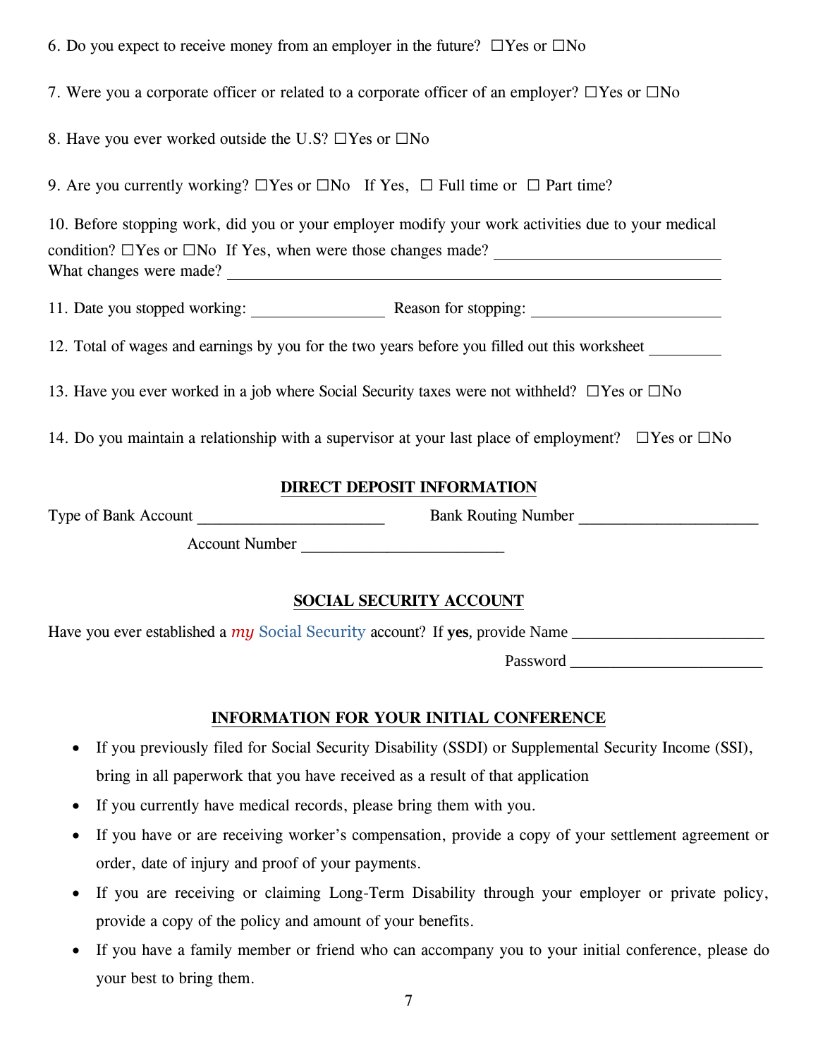6. Do you expect to receive money from an employer in the future? ☐Yes or ☐No

7. Were you a corporate officer or related to a corporate officer of an employer? ☐Yes or ☐No

8. Have you ever worked outside the U.S? ☐Yes or ☐No

9. Are you currently working? ☐Yes or ☐No If Yes, ☐ Full time or ☐ Part time?

10. Before stopping work, did you or your employer modify your work activities due to your medical condition? ☐Yes or ☐No If Yes, when were those changes made? ___________________________
What changes were made? ___________________________________________________________

11. Date you stopped working: ________________ Reason for stopping: ________________________

12. Total of wages and earnings by you for the two years before you filled out this worksheet _________

13. Have you ever worked in a job where Social Security taxes were not withheld? ☐Yes or ☐No

14. Do you maintain a relationship with a supervisor at your last place of employment? ☐Yes or ☐No

## DIRECT DEPOSIT INFORMATION

Type of Bank Account _______________________ Bank Routing Number ______________________

Account Number _________________________

## SOCIAL SECURITY ACCOUNT

Have you ever established a *my* Social Security account? If **yes**, provide Name _______________________

Password ________________________

## INFORMATION FOR YOUR INITIAL CONFERENCE

- If you previously filed for Social Security Disability (SSDI) or Supplemental Security Income (SSI), bring in all paperwork that you have received as a result of that application
- If you currently have medical records, please bring them with you.
- If you have or are receiving worker's compensation, provide a copy of your settlement agreement or order, date of injury and proof of your payments.
- If you are receiving or claiming Long-Term Disability through your employer or private policy, provide a copy of the policy and amount of your benefits.
- If you have a family member or friend who can accompany you to your initial conference, please do your best to bring them.